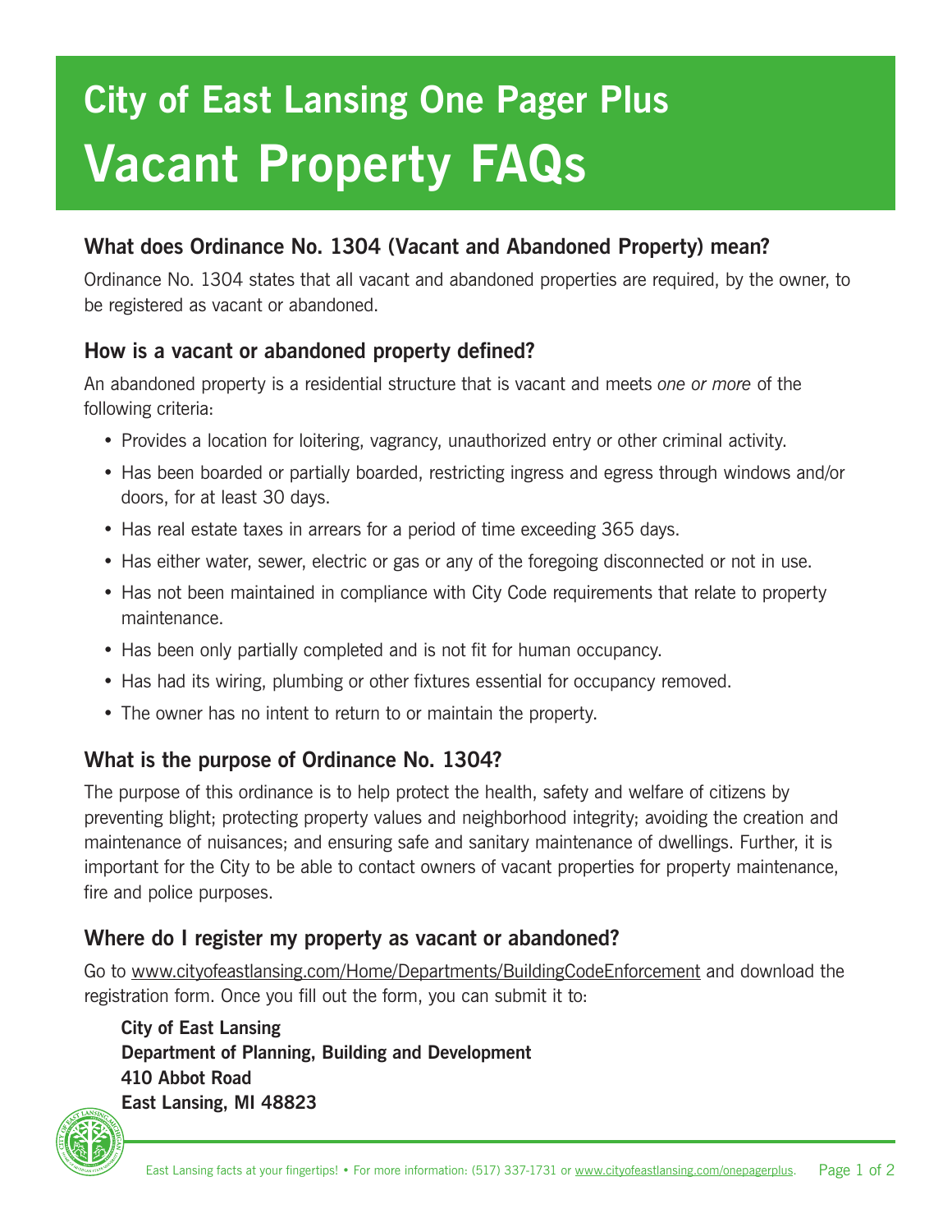# City of East Lansing One Pager Plus

# Vacant Property FAQs

## What does Ordinance No. 1304 (Vacant and Abandoned Property) mean?

Ordinance No. 1304 states that all vacant and abandoned properties are required, by the owner, to be registered as vacant or abandoned.

## How is a vacant or abandoned property defined?

An abandoned property is a residential structure that is vacant and meets *one or more* of the following criteria:

- Provides a location for loitering, vagrancy, unauthorized entry or other criminal activity.
- Has been boarded or partially boarded, restricting ingress and egress through windows and/or doors, for at least 30 days.
- Has real estate taxes in arrears for a period of time exceeding 365 days.
- Has either water, sewer, electric or gas or any of the foregoing disconnected or not in use.
- Has not been maintained in compliance with City Code requirements that relate to property maintenance.
- Has been only partially completed and is not fit for human occupancy.
- Has had its wiring, plumbing or other fixtures essential for occupancy removed.
- The owner has no intent to return to or maintain the property.

## What is the purpose of Ordinance No. 1304?

The purpose of this ordinance is to help protect the health, safety and welfare of citizens by preventing blight; protecting property values and neighborhood integrity; avoiding the creation and maintenance of nuisances; and ensuring safe and sanitary maintenance of dwellings. Further, it is important for the City to be able to contact owners of vacant properties for property maintenance, fire and police purposes.

## Where do I register my property as vacant or abandoned?

Go to www.cityofeastlansing.com/Home/Departments/BuildingCodeEnforcement and download the registration form. Once you fill out the form, you can submit it to:

**City of East Lansing**
**Department of Planning, Building and Development**
**410 Abbot Road**
**East Lansing, MI 48823**

East Lansing facts at your fingertips! • For more information: (517) 337-1731 or www.cityofeastlansing.com/onepagerplus.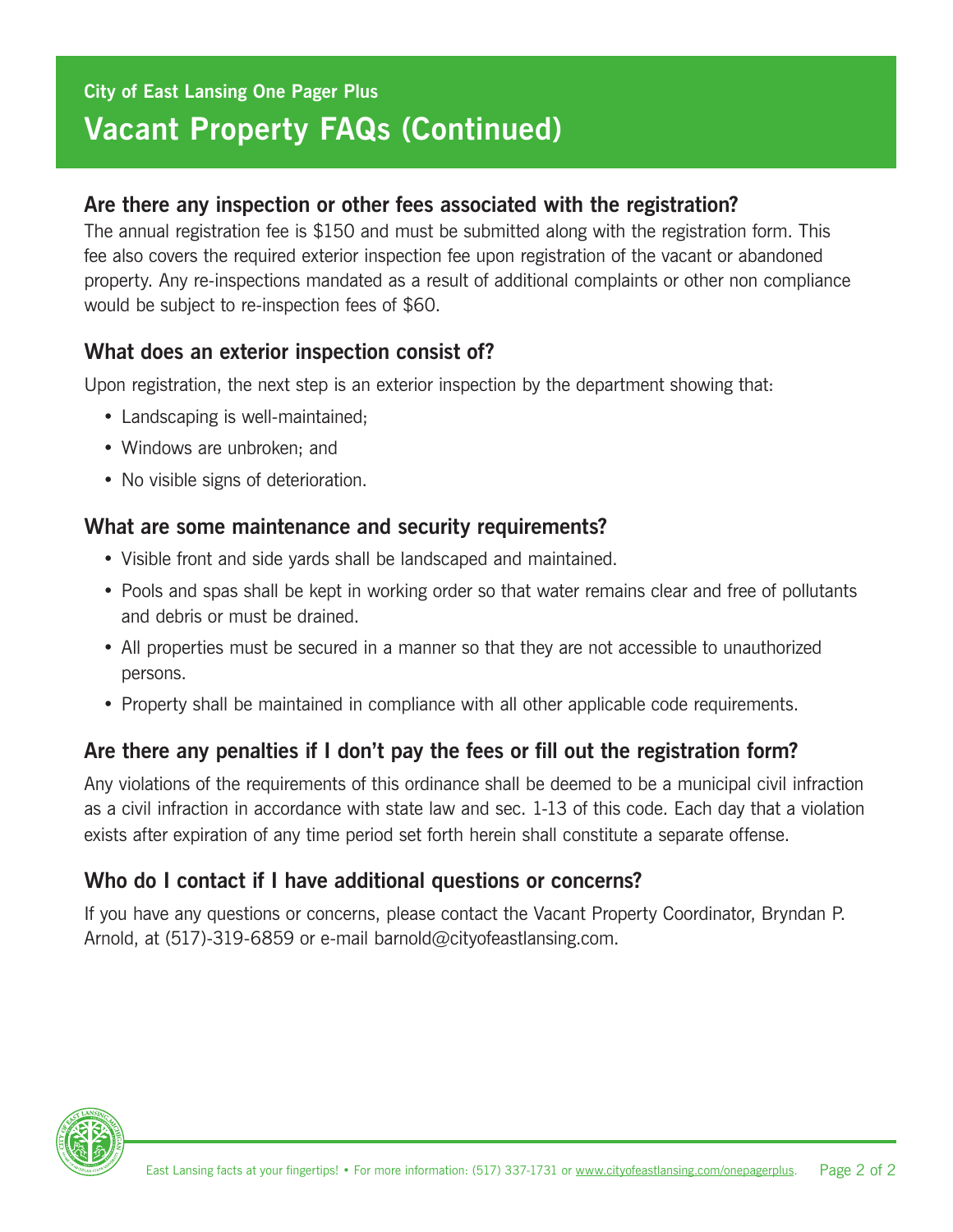City of East Lansing One Pager Plus

# Vacant Property FAQs (Continued)

## Are there any inspection or other fees associated with the registration?

The annual registration fee is $150 and must be submitted along with the registration form. This fee also covers the required exterior inspection fee upon registration of the vacant or abandoned property. Any re-inspections mandated as a result of additional complaints or other non compliance would be subject to re-inspection fees of $60.

## What does an exterior inspection consist of?

Upon registration, the next step is an exterior inspection by the department showing that:

- Landscaping is well-maintained;
- Windows are unbroken; and
- No visible signs of deterioration.

## What are some maintenance and security requirements?

- Visible front and side yards shall be landscaped and maintained.
- Pools and spas shall be kept in working order so that water remains clear and free of pollutants and debris or must be drained.
- All properties must be secured in a manner so that they are not accessible to unauthorized persons.
- Property shall be maintained in compliance with all other applicable code requirements.

## Are there any penalties if I don't pay the fees or fill out the registration form?

Any violations of the requirements of this ordinance shall be deemed to be a municipal civil infraction as a civil infraction in accordance with state law and sec. 1-13 of this code. Each day that a violation exists after expiration of any time period set forth herein shall constitute a separate offense.

## Who do I contact if I have additional questions or concerns?

If you have any questions or concerns, please contact the Vacant Property Coordinator, Bryndan P. Arnold, at (517)-319-6859 or e-mail barnold@cityofeastlansing.com.

East Lansing facts at your fingertips! • For more information: (517) 337-1731 or www.cityofeastlansing.com/onepagerplus.